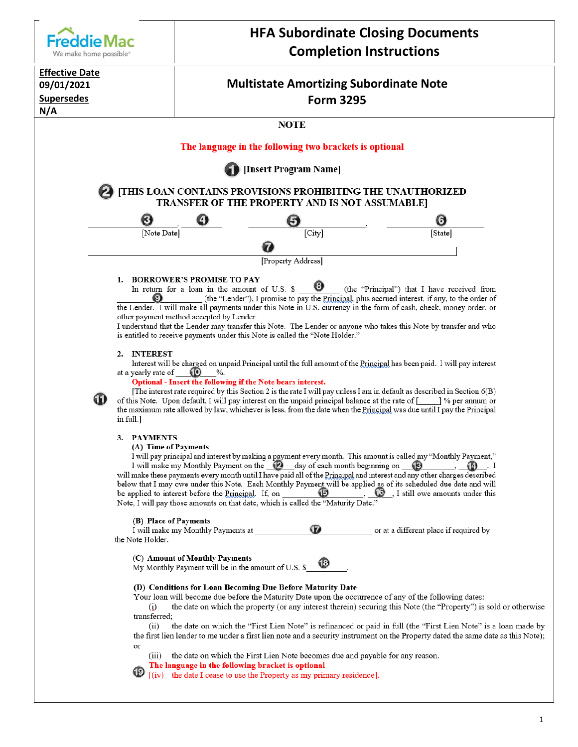Freddie Mac
We make home possible®

# HFA Subordinate Closing Documents Completion Instructions

**Effective Date**
**09/01/2021**
**Supersedes**
**N/A**

## Multistate Amortizing Subordinate Note Form 3295

### NOTE

**The language in the following two brackets is optional**

1 **[Insert Program Name]**

2 **[THIS LOAN CONTAINS PROVISIONS PROHIBITING THE UNAUTHORIZED TRANSFER OF THE PROPERTY AND IS NOT ASSUMABLE]**

3 ______, 4 ______ [Note Date]    5 ______, [City]    6 ______ [State]

7 ______ [Property Address]

**1. BORROWER'S PROMISE TO PAY**

In return for a loan in the amount of U.S. $ ___8___ (the "Principal") that I have received from ___9___ (the "Lender"), I promise to pay the Principal, plus accrued interest, if any, to the order of the Lender. I will make all payments under this Note in U.S. currency in the form of cash, check, money order, or other payment method accepted by Lender.

I understand that the Lender may transfer this Note. The Lender or anyone who takes this Note by transfer and who is entitled to receive payments under this Note is called the "Note Holder."

**2. INTEREST**

Interest will be charged on unpaid Principal until the full amount of the Principal has been paid. I will pay interest at a yearly rate of ___10___%.

**Optional - Insert the following if the Note bears interest.**

11 [The interest rate required by this Section 2 is the rate I will pay unless I am in default as described in Section 6(B) of this Note. Upon default, I will pay interest on the unpaid principal balance at the rate of [_____] % per annum or the maximum rate allowed by law, whichever is less, from the date when the Principal was due until I pay the Principal in full.]

**3. PAYMENTS**

**(A) Time of Payments**

I will pay principal and interest by making a payment every month. This amount is called my "Monthly Payment," I will make my Monthly Payment on the ___12___ day of each month beginning on ___13___, ___14___. I will make these payments every month until I have paid all of the Principal and interest and any other charges described below that I may owe under this Note. Each Monthly Payment will be applied as of its scheduled due date and will be applied to interest before the Principal. If, on ___15___, ___16___, I still owe amounts under this Note, I will pay those amounts on that date, which is called the "Maturity Date."

**(B) Place of Payments**

I will make my Monthly Payments at ___17___ or at a different place if required by the Note Holder.

**(C) Amount of Monthly Payments**

My Monthly Payment will be in the amount of U.S. $ ___18___.

**(D) Conditions for Loan Becoming Due Before Maturity Date**

Your loan will become due before the Maturity Date upon the occurrence of any of the following dates:

(i) the date on which the property (or any interest therein) securing this Note (the "Property") is sold or otherwise transferred;

(ii) the date on which the "First Lien Note" is refinanced or paid in full (the "First Lien Note" is a loan made by the first lien lender to me under a first lien note and a security instrument on the Property dated the same date as this Note); or

(iii) the date on which the First Lien Note becomes due and payable for any reason.

**The language in the following bracket is optional**

19 [(iv) the date I cease to use the Property as my primary residence].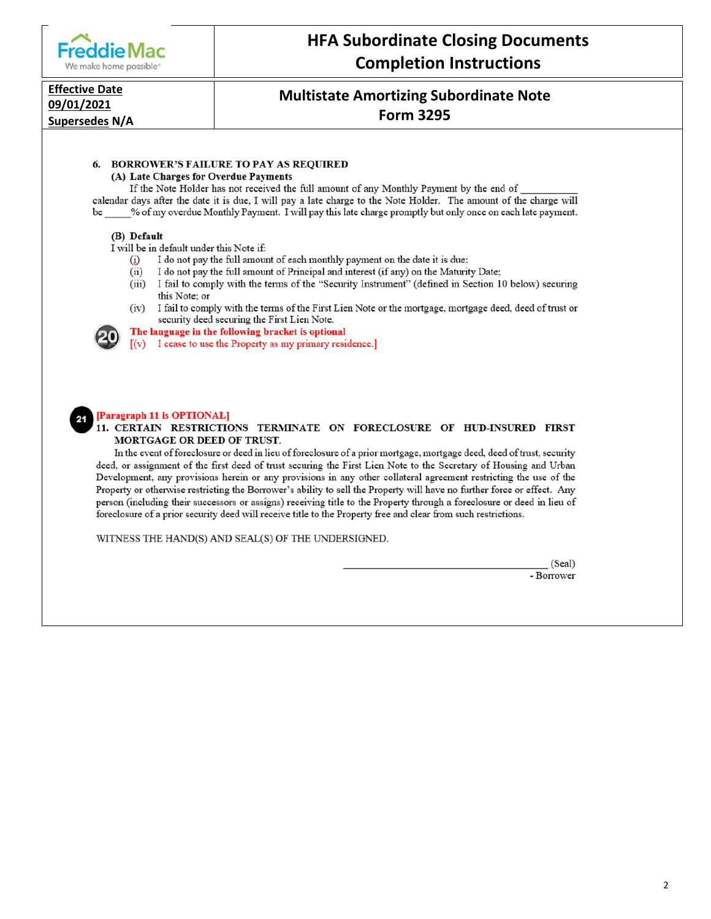| Freddie Mac We make home possible® | HFA Subordinate Closing Documents Completion Instructions |
|---|---|
| **Effective Date 09/01/2021 Supersedes N/A** | **Multistate Amortizing Subordinate Note Form 3295** |

**6. BORROWER'S FAILURE TO PAY AS REQUIRED**

**(A) Late Charges for Overdue Payments**

If the Note Holder has not received the full amount of any Monthly Payment by the end of __________ calendar days after the date it is due, I will pay a late charge to the Note Holder. The amount of the charge will be _____% of my overdue Monthly Payment. I will pay this late charge promptly but only once on each late payment.

**(B) Default**

I will be in default under this Note if:

(i) I do not pay the full amount of each monthly payment on the date it is due;

(ii) I do not pay the full amount of Principal and interest (if any) on the Maturity Date;

(iii) I fail to comply with the terms of the "Security Instrument" (defined in Section 10 below) securing this Note; or

(iv) I fail to comply with the terms of the First Lien Note or the mortgage, mortgage deed, deed of trust or security deed securing the First Lien Note.

20 **The language in the following bracket is optional**

[(v) I cease to use the Property as my primary residence.]

21 **[Paragraph 11 is OPTIONAL]**

**11. CERTAIN RESTRICTIONS TERMINATE ON FORECLOSURE OF HUD-INSURED FIRST MORTGAGE OR DEED OF TRUST.**

In the event of foreclosure or deed in lieu of foreclosure of a prior mortgage, mortgage deed, deed of trust, security deed, or assignment of the first deed of trust securing the First Lien Note to the Secretary of Housing and Urban Development, any provisions herein or any provisions in any other collateral agreement restricting the use of the Property or otherwise restricting the Borrower's ability to sell the Property will have no further force or effect. Any person (including their successors or assigns) receiving title to the Property through a foreclosure or deed in lieu of foreclosure of a prior security deed will receive title to the Property free and clear from such restrictions.

WITNESS THE HAND(S) AND SEAL(S) OF THE UNDERSIGNED.

_____________________________________ (Seal)
- Borrower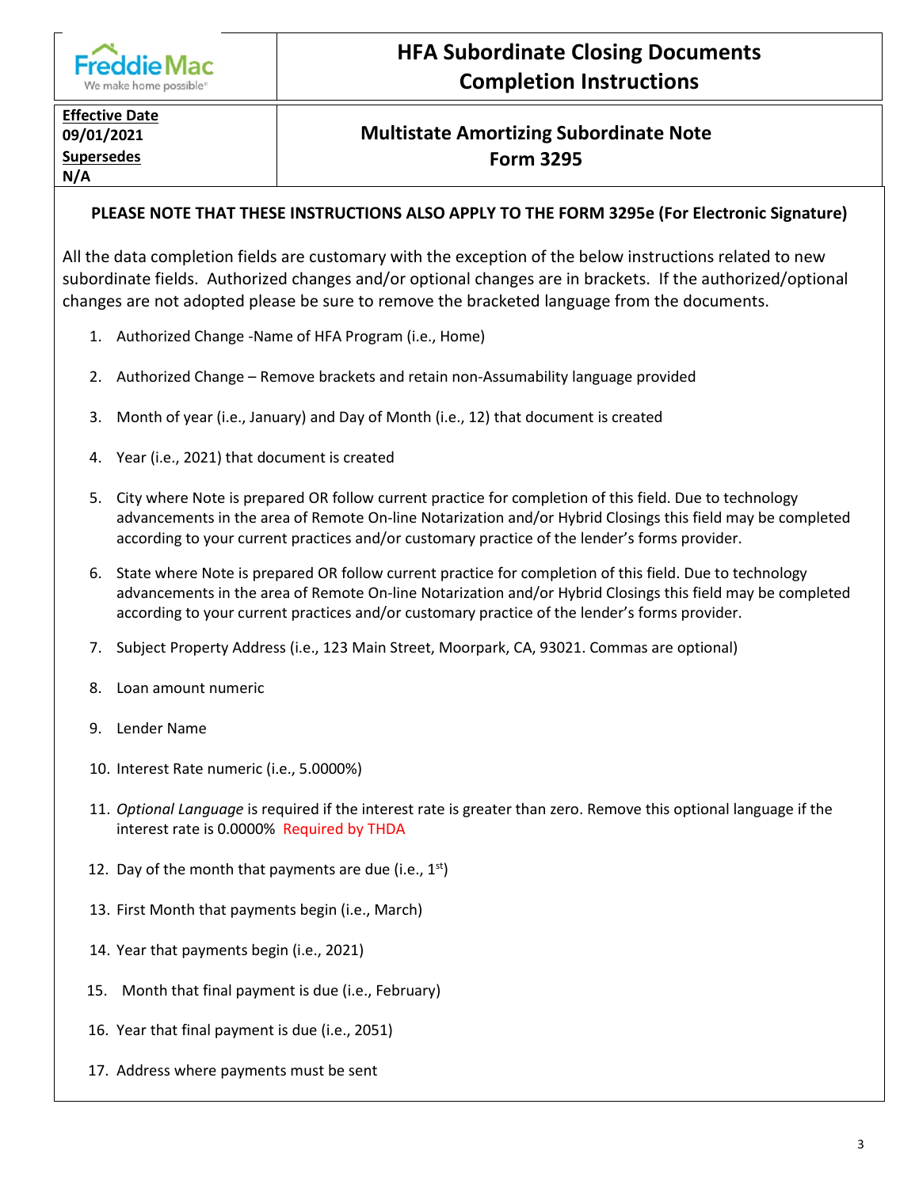Freddie Mac
We make home possible®

# HFA Subordinate Closing Documents Completion Instructions

| **Effective Date** 09/01/2021 **Supersedes** N/A | **Multistate Amortizing Subordinate Note Form 3295** |
|---|---|

**PLEASE NOTE THAT THESE INSTRUCTIONS ALSO APPLY TO THE FORM 3295e (For Electronic Signature)**

All the data completion fields are customary with the exception of the below instructions related to new subordinate fields. Authorized changes and/or optional changes are in brackets. If the authorized/optional changes are not adopted please be sure to remove the bracketed language from the documents.

1. Authorized Change -Name of HFA Program (i.e., Home)
2. Authorized Change – Remove brackets and retain non-Assumability language provided
3. Month of year (i.e., January) and Day of Month (i.e., 12) that document is created
4. Year (i.e., 2021) that document is created
5. City where Note is prepared OR follow current practice for completion of this field. Due to technology advancements in the area of Remote On-line Notarization and/or Hybrid Closings this field may be completed according to your current practices and/or customary practice of the lender's forms provider.
6. State where Note is prepared OR follow current practice for completion of this field. Due to technology advancements in the area of Remote On-line Notarization and/or Hybrid Closings this field may be completed according to your current practices and/or customary practice of the lender's forms provider.
7. Subject Property Address (i.e., 123 Main Street, Moorpark, CA, 93021. Commas are optional)
8. Loan amount numeric
9. Lender Name
10. Interest Rate numeric (i.e., 5.0000%)
11. *Optional Language* is required if the interest rate is greater than zero. Remove this optional language if the interest rate is 0.0000% Required by THDA
12. Day of the month that payments are due (i.e., 1st)
13. First Month that payments begin (i.e., March)
14. Year that payments begin (i.e., 2021)
15. Month that final payment is due (i.e., February)
16. Year that final payment is due (i.e., 2051)
17. Address where payments must be sent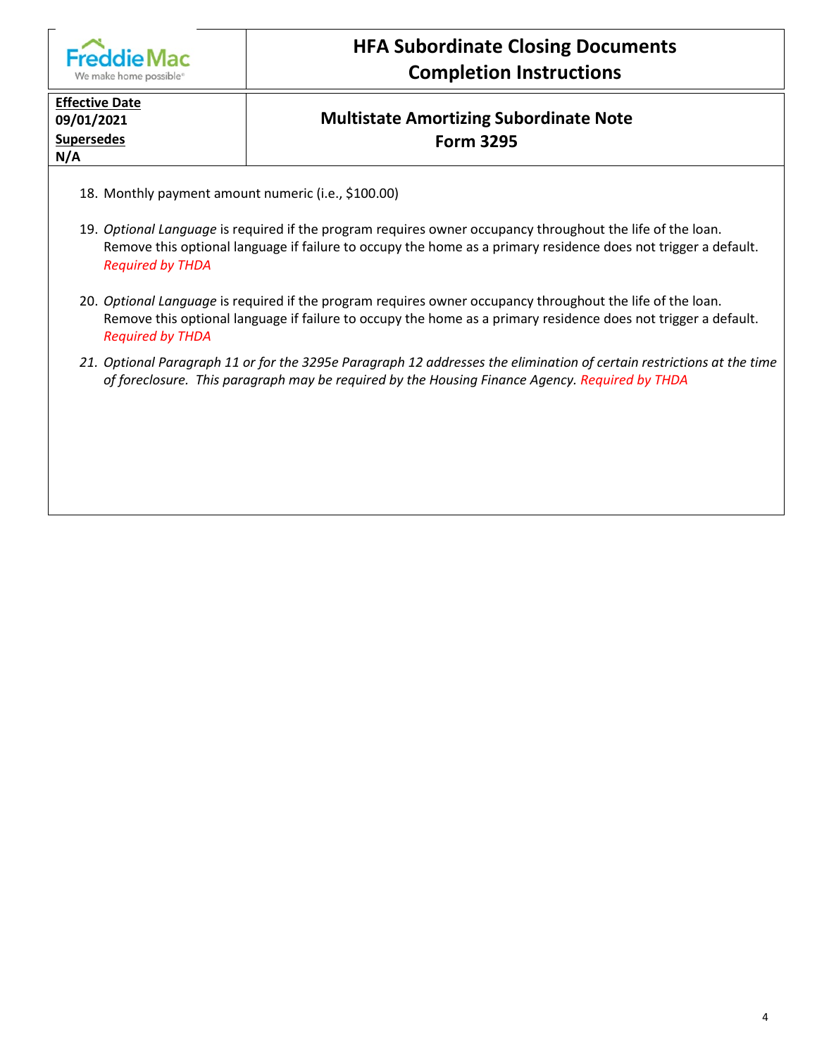# HFA Subordinate Closing Documents Completion Instructions

| **Effective Date** 09/01/2021 **Supersedes** N/A | **Multistate Amortizing Subordinate Note Form 3295** |
|---|---|

18. Monthly payment amount numeric (i.e., $100.00)

19. *Optional Language* is required if the program requires owner occupancy throughout the life of the loan. Remove this optional language if failure to occupy the home as a primary residence does not trigger a default. *Required by THDA*

20. *Optional Language* is required if the program requires owner occupancy throughout the life of the loan. Remove this optional language if failure to occupy the home as a primary residence does not trigger a default. *Required by THDA*

21. *Optional Paragraph 11 or for the 3295e Paragraph 12 addresses the elimination of certain restrictions at the time of foreclosure. This paragraph may be required by the Housing Finance Agency. Required by THDA*